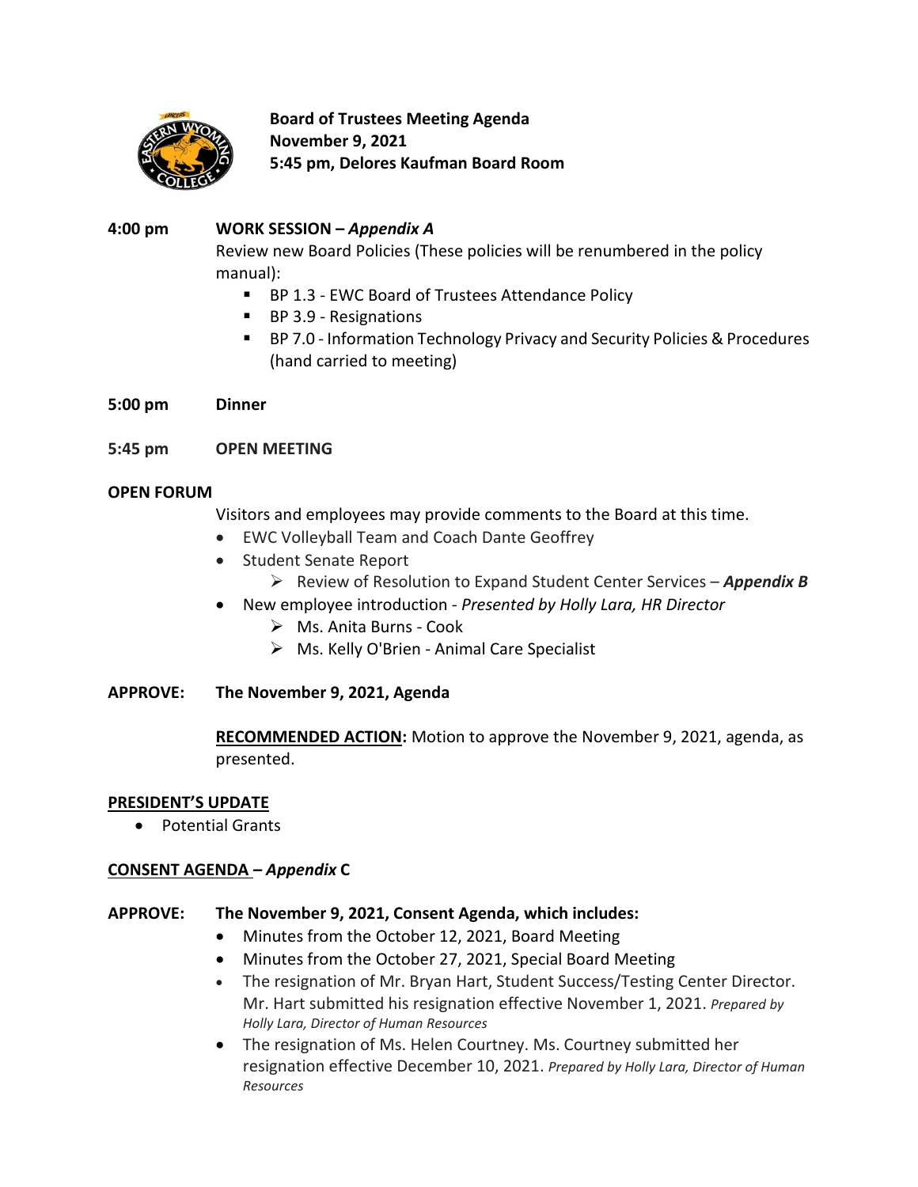# Board of Trustees Meeting Agenda
**November 9, 2021**
**5:45 pm, Delores Kaufman Board Room**

**4:00 pm WORK SESSION – *Appendix A***

Review new Board Policies (These policies will be renumbered in the policy manual):

- BP 1.3 - EWC Board of Trustees Attendance Policy
- BP 3.9 - Resignations
- BP 7.0 - Information Technology Privacy and Security Policies & Procedures (hand carried to meeting)

**5:00 pm Dinner**

**5:45 pm OPEN MEETING**

**OPEN FORUM**

Visitors and employees may provide comments to the Board at this time.

- EWC Volleyball Team and Coach Dante Geoffrey
- Student Senate Report
  - Review of Resolution to Expand Student Center Services – ***Appendix B***
- New employee introduction - *Presented by Holly Lara, HR Director*
  - Ms. Anita Burns - Cook
  - Ms. Kelly O'Brien - Animal Care Specialist

**APPROVE: The November 9, 2021, Agenda**

**RECOMMENDED ACTION:** Motion to approve the November 9, 2021, agenda, as presented.

**PRESIDENT'S UPDATE**

- Potential Grants

**CONSENT AGENDA – *Appendix* C**

**APPROVE: The November 9, 2021, Consent Agenda, which includes:**

- Minutes from the October 12, 2021, Board Meeting
- Minutes from the October 27, 2021, Special Board Meeting
- The resignation of Mr. Bryan Hart, Student Success/Testing Center Director. Mr. Hart submitted his resignation effective November 1, 2021. *Prepared by Holly Lara, Director of Human Resources*
- The resignation of Ms. Helen Courtney. Ms. Courtney submitted her resignation effective December 10, 2021. *Prepared by Holly Lara, Director of Human Resources*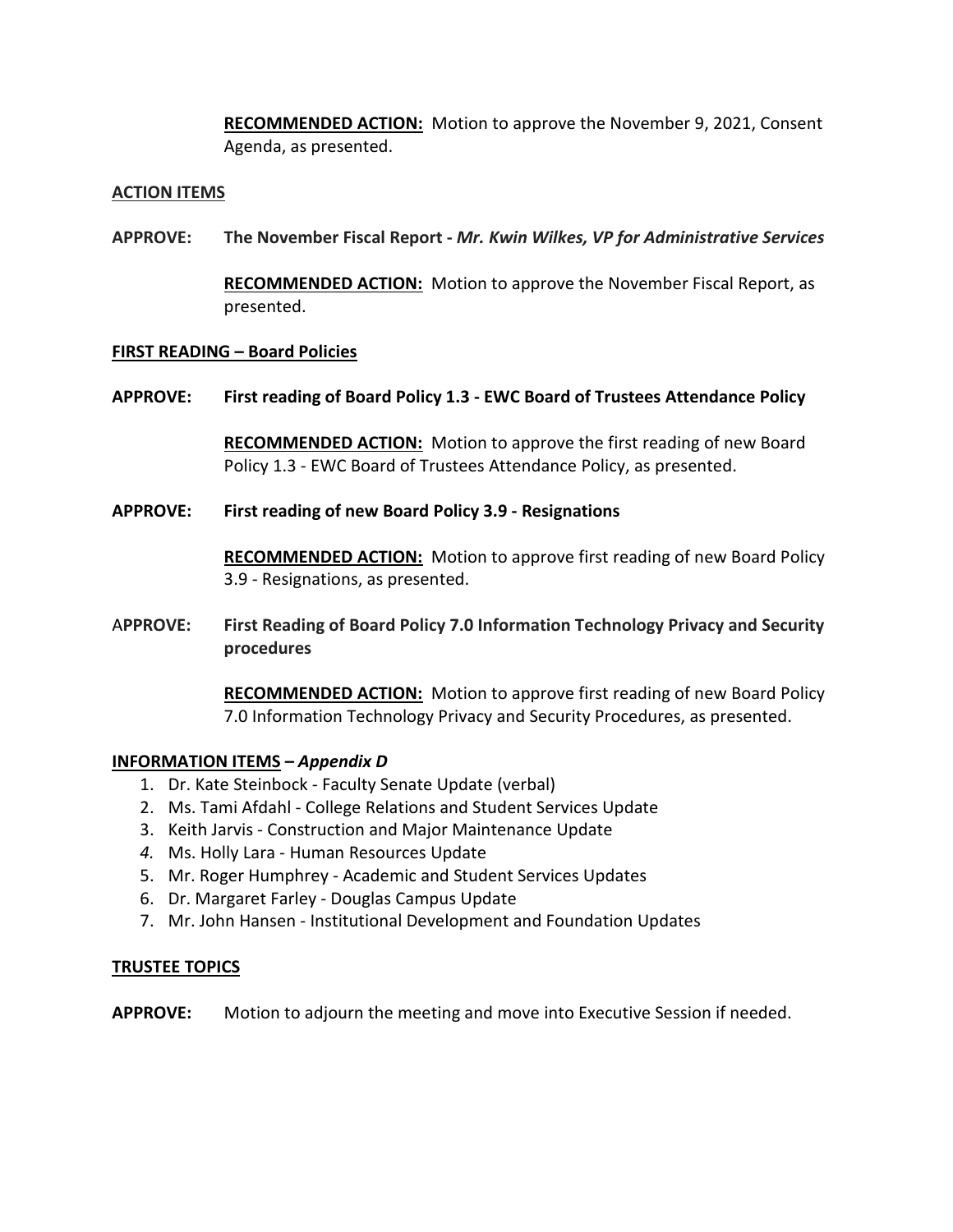**RECOMMENDED ACTION:** Motion to approve the November 9, 2021, Consent Agenda, as presented.

**ACTION ITEMS**

**APPROVE: The November Fiscal Report -** ***Mr. Kwin Wilkes, VP for Administrative Services***

**RECOMMENDED ACTION:** Motion to approve the November Fiscal Report, as presented.

**FIRST READING – Board Policies**

**APPROVE: First reading of Board Policy 1.3 - EWC Board of Trustees Attendance Policy**

**RECOMMENDED ACTION:** Motion to approve the first reading of new Board Policy 1.3 - EWC Board of Trustees Attendance Policy, as presented.

**APPROVE: First reading of new Board Policy 3.9 - Resignations**

**RECOMMENDED ACTION:** Motion to approve first reading of new Board Policy 3.9 - Resignations, as presented.

A**PPROVE: First Reading of Board Policy 7.0 Information Technology Privacy and Security procedures**

**RECOMMENDED ACTION:** Motion to approve first reading of new Board Policy 7.0 Information Technology Privacy and Security Procedures, as presented.

**INFORMATION ITEMS –** ***Appendix D***

1. Dr. Kate Steinbock - Faculty Senate Update (verbal)
2. Ms. Tami Afdahl - College Relations and Student Services Update
3. Keith Jarvis - Construction and Major Maintenance Update
4. Ms. Holly Lara - Human Resources Update
5. Mr. Roger Humphrey - Academic and Student Services Updates
6. Dr. Margaret Farley - Douglas Campus Update
7. Mr. John Hansen - Institutional Development and Foundation Updates

**TRUSTEE TOPICS**

**APPROVE:** Motion to adjourn the meeting and move into Executive Session if needed.